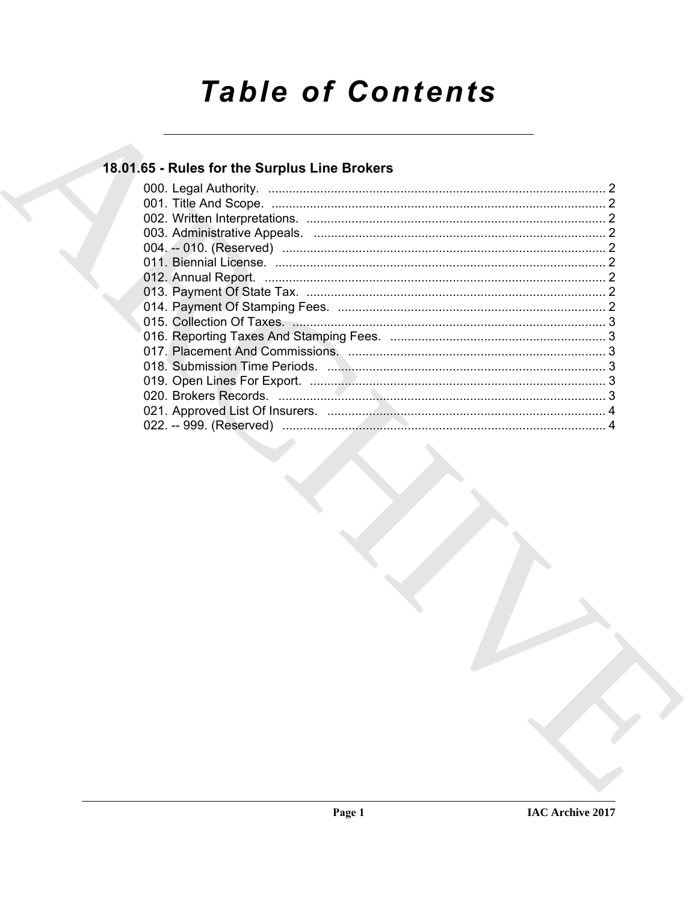# Table of Contents

## 18.01.65 - Rules for the Surplus Line Brokers

000. Legal Authority. ........................................................................................ 2
001. Title And Scope. ........................................................................................ 2
002. Written Interpretations. ........................................................................................ 2
003. Administrative Appeals. ........................................................................................ 2
004. -- 010. (Reserved) ........................................................................................ 2
011. Biennial License. ........................................................................................ 2
012. Annual Report. ........................................................................................ 2
013. Payment Of State Tax. ........................................................................................ 2
014. Payment Of Stamping Fees. ........................................................................................ 2
015. Collection Of Taxes. ........................................................................................ 3
016. Reporting Taxes And Stamping Fees. ........................................................................................ 3
017. Placement And Commissions. ........................................................................................ 3
018. Submission Time Periods. ........................................................................................ 3
019. Open Lines For Export. ........................................................................................ 3
020. Brokers Records. ........................................................................................ 3
021. Approved List Of Insurers. ........................................................................................ 4
022. -- 999. (Reserved) ........................................................................................ 4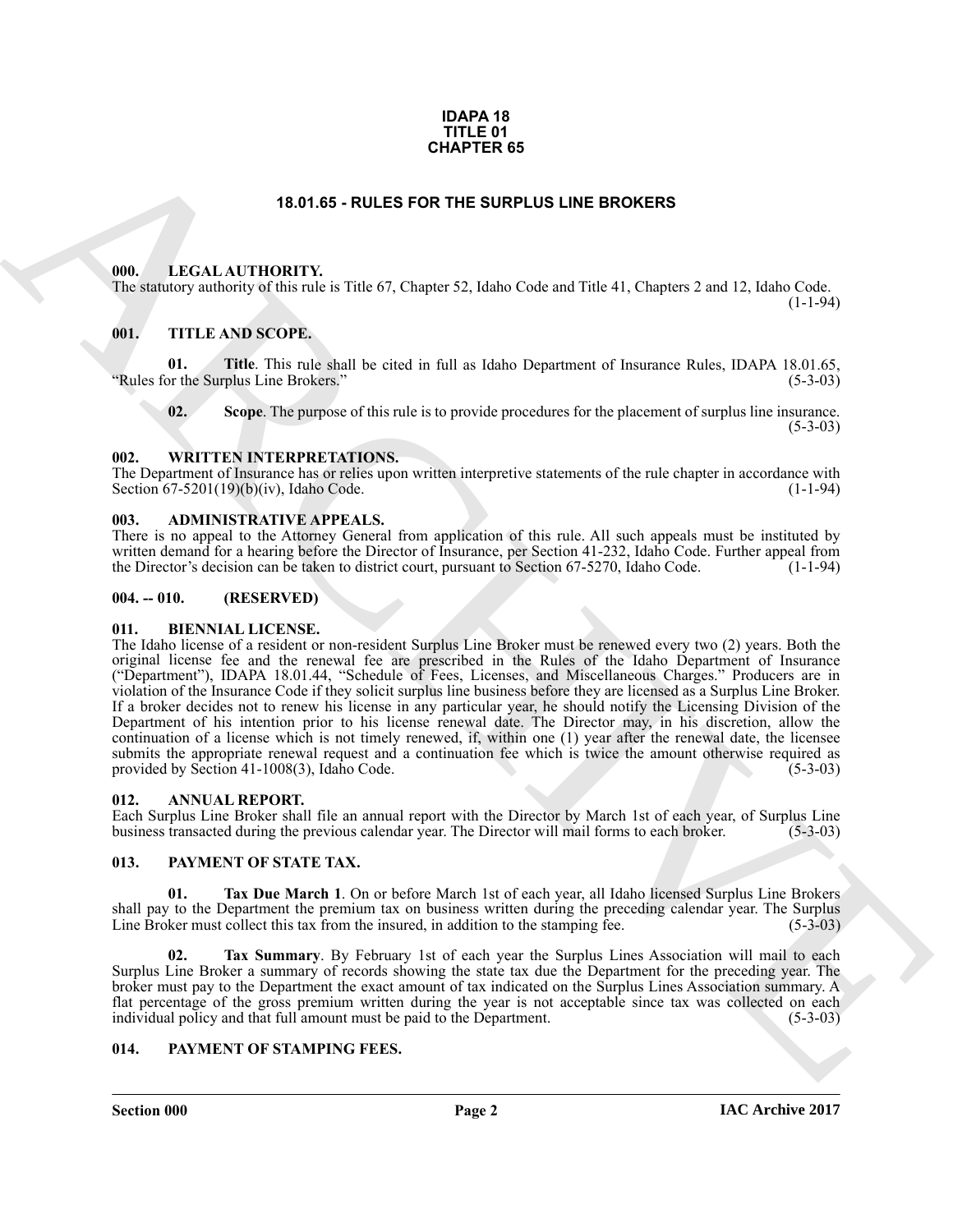**IDAPA 18**
**TITLE 01**
**CHAPTER 65**

# 18.01.65 - RULES FOR THE SURPLUS LINE BROKERS

## 000. LEGAL AUTHORITY.

The statutory authority of this rule is Title 67, Chapter 52, Idaho Code and Title 41, Chapters 2 and 12, Idaho Code. (1-1-94)

## 001. TITLE AND SCOPE.

**01. Title**. This rule shall be cited in full as Idaho Department of Insurance Rules, IDAPA 18.01.65, "Rules for the Surplus Line Brokers." (5-3-03)

**02. Scope**. The purpose of this rule is to provide procedures for the placement of surplus line insurance. (5-3-03)

## 002. WRITTEN INTERPRETATIONS.

The Department of Insurance has or relies upon written interpretive statements of the rule chapter in accordance with Section 67-5201(19)(b)(iv), Idaho Code. (1-1-94)

## 003. ADMINISTRATIVE APPEALS.

There is no appeal to the Attorney General from application of this rule. All such appeals must be instituted by written demand for a hearing before the Director of Insurance, per Section 41-232, Idaho Code. Further appeal from the Director's decision can be taken to district court, pursuant to Section 67-5270, Idaho Code. (1-1-94)

## 004. -- 010. (RESERVED)

## 011. BIENNIAL LICENSE.

The Idaho license of a resident or non-resident Surplus Line Broker must be renewed every two (2) years. Both the original license fee and the renewal fee are prescribed in the Rules of the Idaho Department of Insurance ("Department"), IDAPA 18.01.44, "Schedule of Fees, Licenses, and Miscellaneous Charges." Producers are in violation of the Insurance Code if they solicit surplus line business before they are licensed as a Surplus Line Broker. If a broker decides not to renew his license in any particular year, he should notify the Licensing Division of the Department of his intention prior to his license renewal date. The Director may, in his discretion, allow the continuation of a license which is not timely renewed, if, within one (1) year after the renewal date, the licensee submits the appropriate renewal request and a continuation fee which is twice the amount otherwise required as provided by Section 41-1008(3), Idaho Code. (5-3-03)

## 012. ANNUAL REPORT.

Each Surplus Line Broker shall file an annual report with the Director by March 1st of each year, of Surplus Line business transacted during the previous calendar year. The Director will mail forms to each broker. (5-3-03)

## 013. PAYMENT OF STATE TAX.

**01. Tax Due March 1**. On or before March 1st of each year, all Idaho licensed Surplus Line Brokers shall pay to the Department the premium tax on business written during the preceding calendar year. The Surplus Line Broker must collect this tax from the insured, in addition to the stamping fee. (5-3-03)

**02. Tax Summary**. By February 1st of each year the Surplus Lines Association will mail to each Surplus Line Broker a summary of records showing the state tax due the Department for the preceding year. The broker must pay to the Department the exact amount of tax indicated on the Surplus Lines Association summary. A flat percentage of the gross premium written during the year is not acceptable since tax was collected on each individual policy and that full amount must be paid to the Department. (5-3-03)

## 014. PAYMENT OF STAMPING FEES.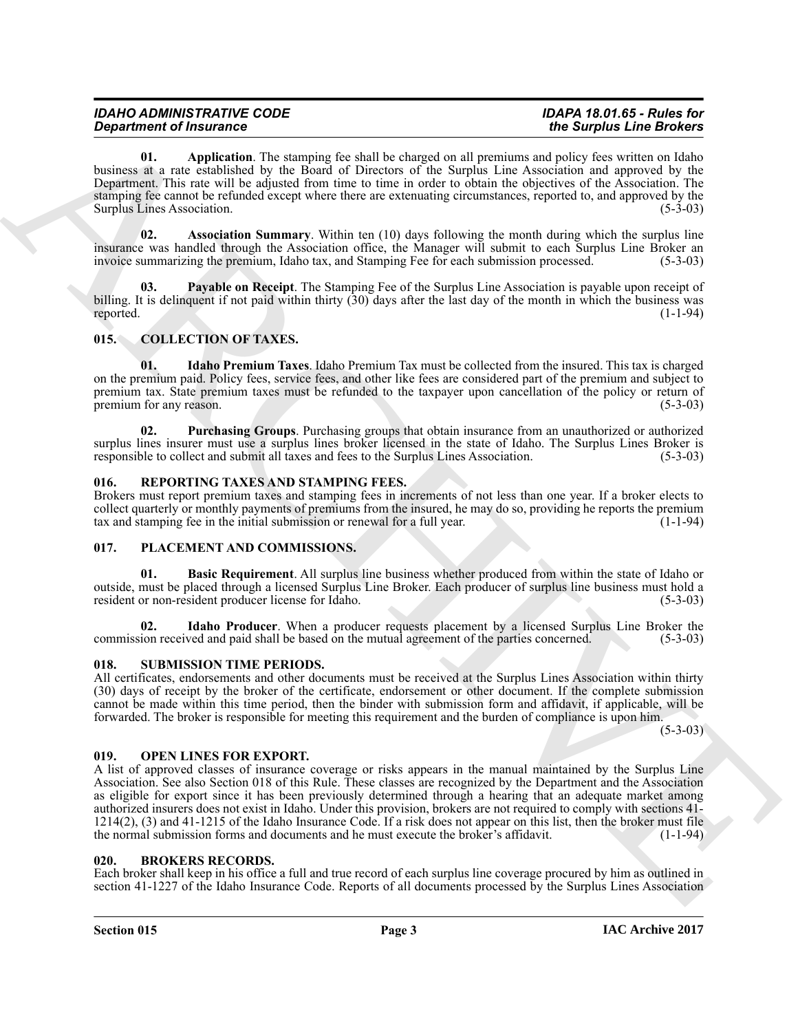**01. Application**. The stamping fee shall be charged on all premiums and policy fees written on Idaho business at a rate established by the Board of Directors of the Surplus Line Association and approved by the Department. This rate will be adjusted from time to time in order to obtain the objectives of the Association. The stamping fee cannot be refunded except where there are extenuating circumstances, reported to, and approved by the Surplus Lines Association. (5-3-03)

**02. Association Summary**. Within ten (10) days following the month during which the surplus line insurance was handled through the Association office, the Manager will submit to each Surplus Line Broker an invoice summarizing the premium, Idaho tax, and Stamping Fee for each submission processed. (5-3-03)

**03. Payable on Receipt**. The Stamping Fee of the Surplus Line Association is payable upon receipt of billing. It is delinquent if not paid within thirty (30) days after the last day of the month in which the business was reported. (1-1-94)

## 015. COLLECTION OF TAXES.

**01. Idaho Premium Taxes**. Idaho Premium Tax must be collected from the insured. This tax is charged on the premium paid. Policy fees, service fees, and other like fees are considered part of the premium and subject to premium tax. State premium taxes must be refunded to the taxpayer upon cancellation of the policy or return of premium for any reason. (5-3-03)

**02. Purchasing Groups**. Purchasing groups that obtain insurance from an unauthorized or authorized surplus lines insurer must use a surplus lines broker licensed in the state of Idaho. The Surplus Lines Broker is responsible to collect and submit all taxes and fees to the Surplus Lines Association. (5-3-03)

## 016. REPORTING TAXES AND STAMPING FEES.

Brokers must report premium taxes and stamping fees in increments of not less than one year. If a broker elects to collect quarterly or monthly payments of premiums from the insured, he may do so, providing he reports the premium tax and stamping fee in the initial submission or renewal for a full year. (1-1-94)

## 017. PLACEMENT AND COMMISSIONS.

**01. Basic Requirement**. All surplus line business whether produced from within the state of Idaho or outside, must be placed through a licensed Surplus Line Broker. Each producer of surplus line business must hold a resident or non-resident producer license for Idaho. (5-3-03)

**02. Idaho Producer**. When a producer requests placement by a licensed Surplus Line Broker the commission received and paid shall be based on the mutual agreement of the parties concerned. (5-3-03)

## 018. SUBMISSION TIME PERIODS.

All certificates, endorsements and other documents must be received at the Surplus Lines Association within thirty (30) days of receipt by the broker of the certificate, endorsement or other document. If the complete submission cannot be made within this time period, then the binder with submission form and affidavit, if applicable, will be forwarded. The broker is responsible for meeting this requirement and the burden of compliance is upon him. (5-3-03)

## 019. OPEN LINES FOR EXPORT.

A list of approved classes of insurance coverage or risks appears in the manual maintained by the Surplus Line Association. See also Section 018 of this Rule. These classes are recognized by the Department and the Association as eligible for export since it has been previously determined through a hearing that an adequate market among authorized insurers does not exist in Idaho. Under this provision, brokers are not required to comply with sections 41-1214(2), (3) and 41-1215 of the Idaho Insurance Code. If a risk does not appear on this list, then the broker must file the normal submission forms and documents and he must execute the broker's affidavit. (1-1-94)

## 020. BROKERS RECORDS.

Each broker shall keep in his office a full and true record of each surplus line coverage procured by him as outlined in section 41-1227 of the Idaho Insurance Code. Reports of all documents processed by the Surplus Lines Association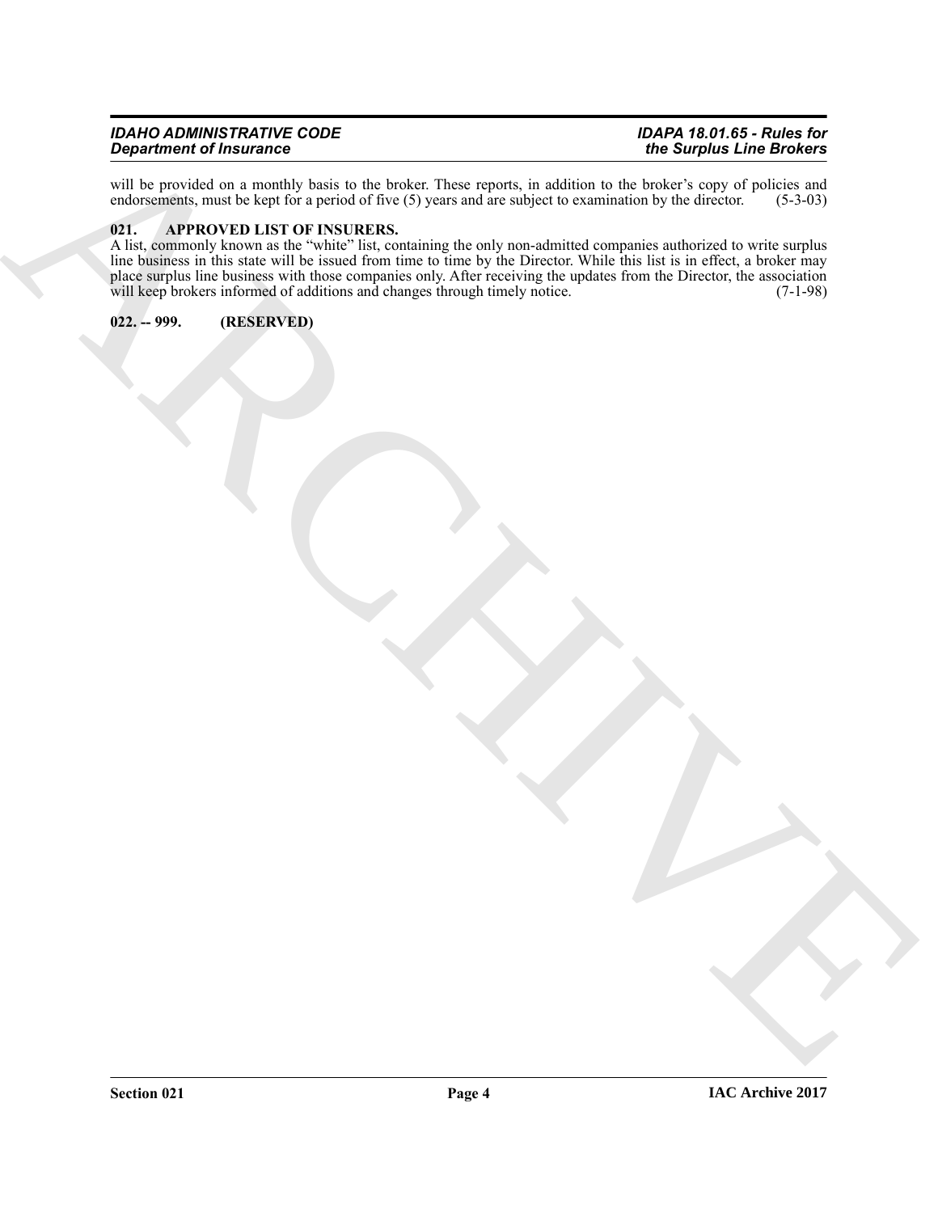will be provided on a monthly basis to the broker. These reports, in addition to the broker's copy of policies and endorsements, must be kept for a period of five (5) years and are subject to examination by the director. (5-3-03)

**021. APPROVED LIST OF INSURERS.**

A list, commonly known as the "white" list, containing the only non-admitted companies authorized to write surplus line business in this state will be issued from time to time by the Director. While this list is in effect, a broker may place surplus line business with those companies only. After receiving the updates from the Director, the association will keep brokers informed of additions and changes through timely notice. (7-1-98)

**022. -- 999. (RESERVED)**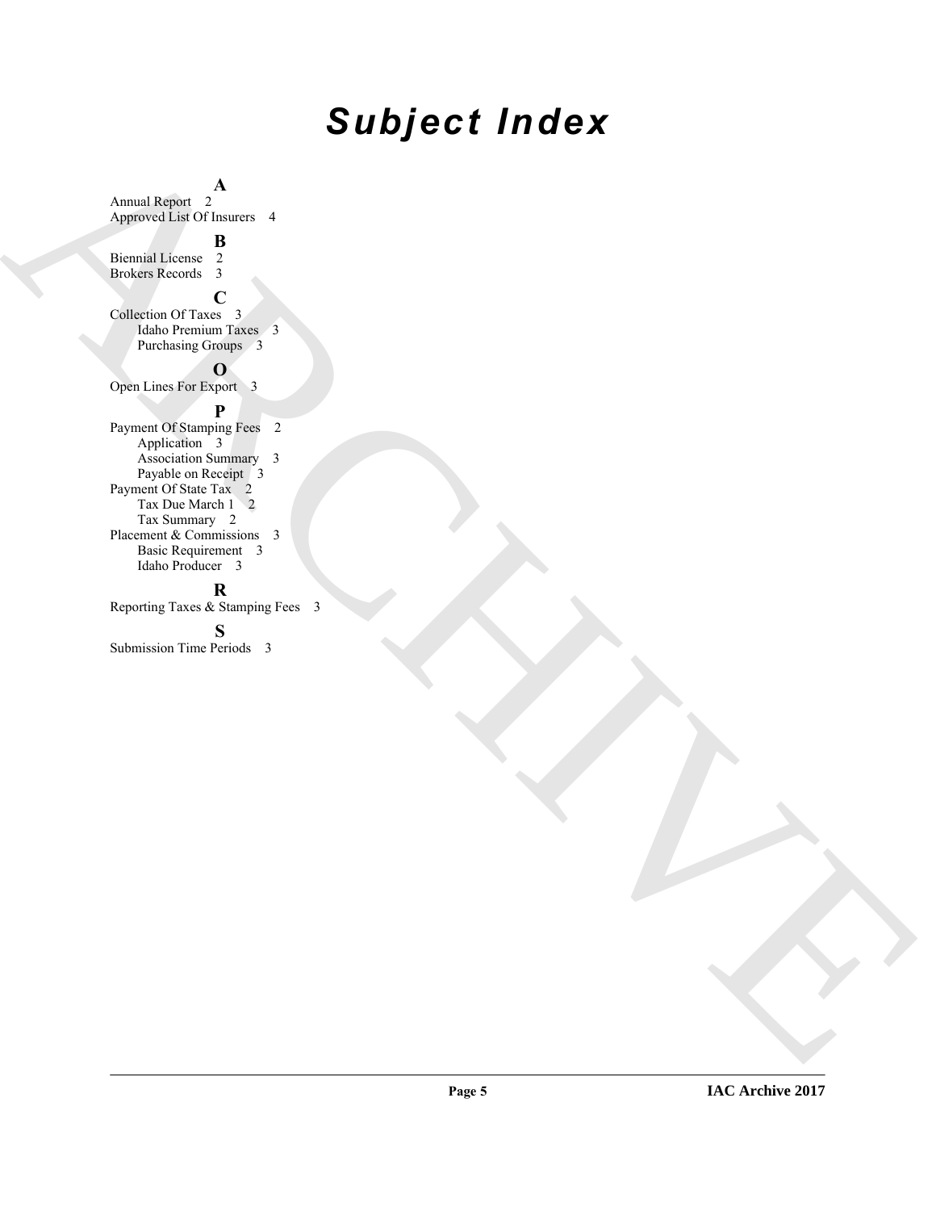# *Subject Index*

**A**

Annual Report 2
Approved List Of Insurers 4

**B**

Biennial License 2
Brokers Records 3

**C**

Collection Of Taxes 3
- Idaho Premium Taxes 3
- Purchasing Groups 3

**O**

Open Lines For Export 3

**P**

Payment Of Stamping Fees 2
- Application 3
- Association Summary 3
- Payable on Receipt 3

Payment Of State Tax 2
- Tax Due March 1 2
- Tax Summary 2

Placement & Commissions 3
- Basic Requirement 3
- Idaho Producer 3

**R**

Reporting Taxes & Stamping Fees 3

**S**

Submission Time Periods 3